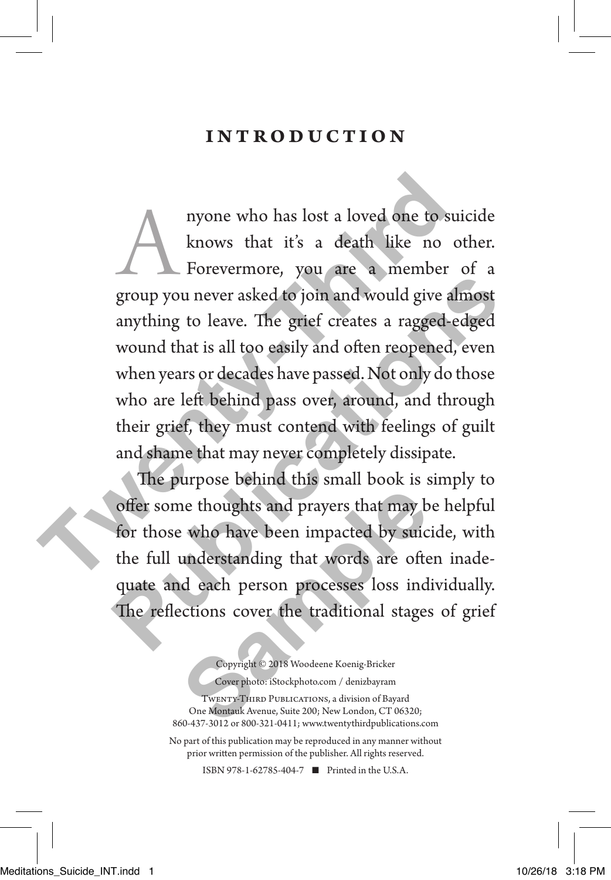# INTRODUCTION

Anyone who has lost a loved one to suicide knows that it's a death like no other. Forevermore, you are a member of a group you never asked to join and would give almost anything to leave. The grief creates a ragged-edged wound that is all too easily and often reopened, even when years or decades have passed. Not only do those who are left behind pass over, around, and through their grief, they must contend with feelings of guilt and shame that may never completely dissipate.

The purpose behind this small book is simply to offer some thoughts and prayers that may be helpful for those who have been impacted by suicide, with the full understanding that words are often inadequate and each person processes loss individually. The reflections cover the traditional stages of grief

Copyright © 2018 Woodeene Koenig-Bricker

Cover photo: iStockphoto.com / denizbayram

Twenty-Third Publications, a division of Bayard
One Montauk Avenue, Suite 200; New London, CT 06320;
860-437-3012 or 800-321-0411; www.twentythirdpublications.com

No part of this publication may be reproduced in any manner without prior written permission of the publisher. All rights reserved.

ISBN 978-1-62785-404-7 ■ Printed in the U.S.A.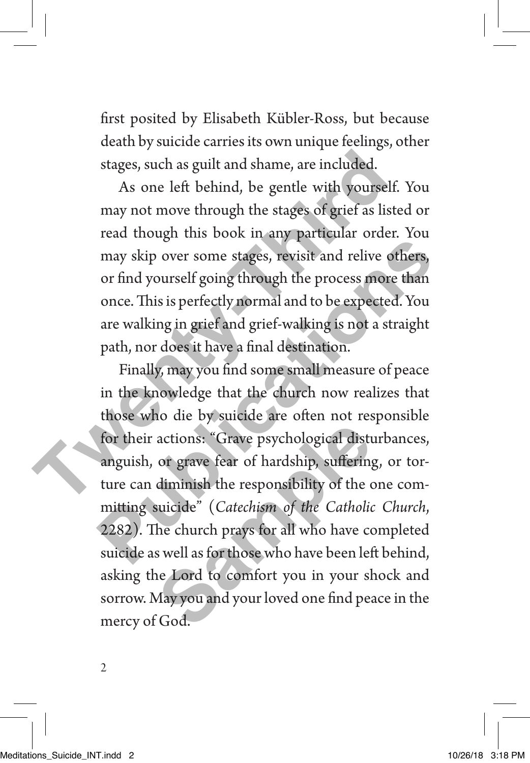first posited by Elisabeth Kübler-Ross, but because death by suicide carries its own unique feelings, other stages, such as guilt and shame, are included.

As one left behind, be gentle with yourself. You may not move through the stages of grief as listed or read though this book in any particular order. You may skip over some stages, revisit and relive others, or find yourself going through the process more than once. This is perfectly normal and to be expected. You are walking in grief and grief-walking is not a straight path, nor does it have a final destination.

Finally, may you find some small measure of peace in the knowledge that the church now realizes that those who die by suicide are often not responsible for their actions: "Grave psychological disturbances, anguish, or grave fear of hardship, suffering, or torture can diminish the responsibility of the one committing suicide" (*Catechism of the Catholic Church*, 2282). The church prays for all who have completed suicide as well as for those who have been left behind, asking the Lord to comfort you in your shock and sorrow. May you and your loved one find peace in the mercy of God.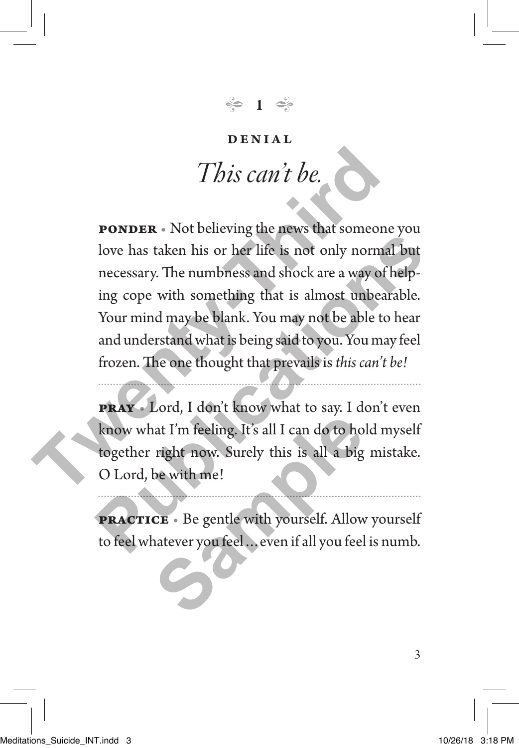## 1

### DENIAL

# *This can't be.*

**PONDER** • Not believing the news that someone you love has taken his or her life is not only normal but necessary. The numbness and shock are a way of helping cope with something that is almost unbearable. Your mind may be blank. You may not be able to hear and understand what is being said to you. You may feel frozen. The one thought that prevails is *this can't be!*

---

**PRAY** • Lord, I don't know what to say. I don't even know what I'm feeling. It's all I can do to hold myself together right now. Surely this is all a big mistake. O Lord, be with me!

---

**PRACTICE** • Be gentle with yourself. Allow yourself to feel whatever you feel … even if all you feel is numb.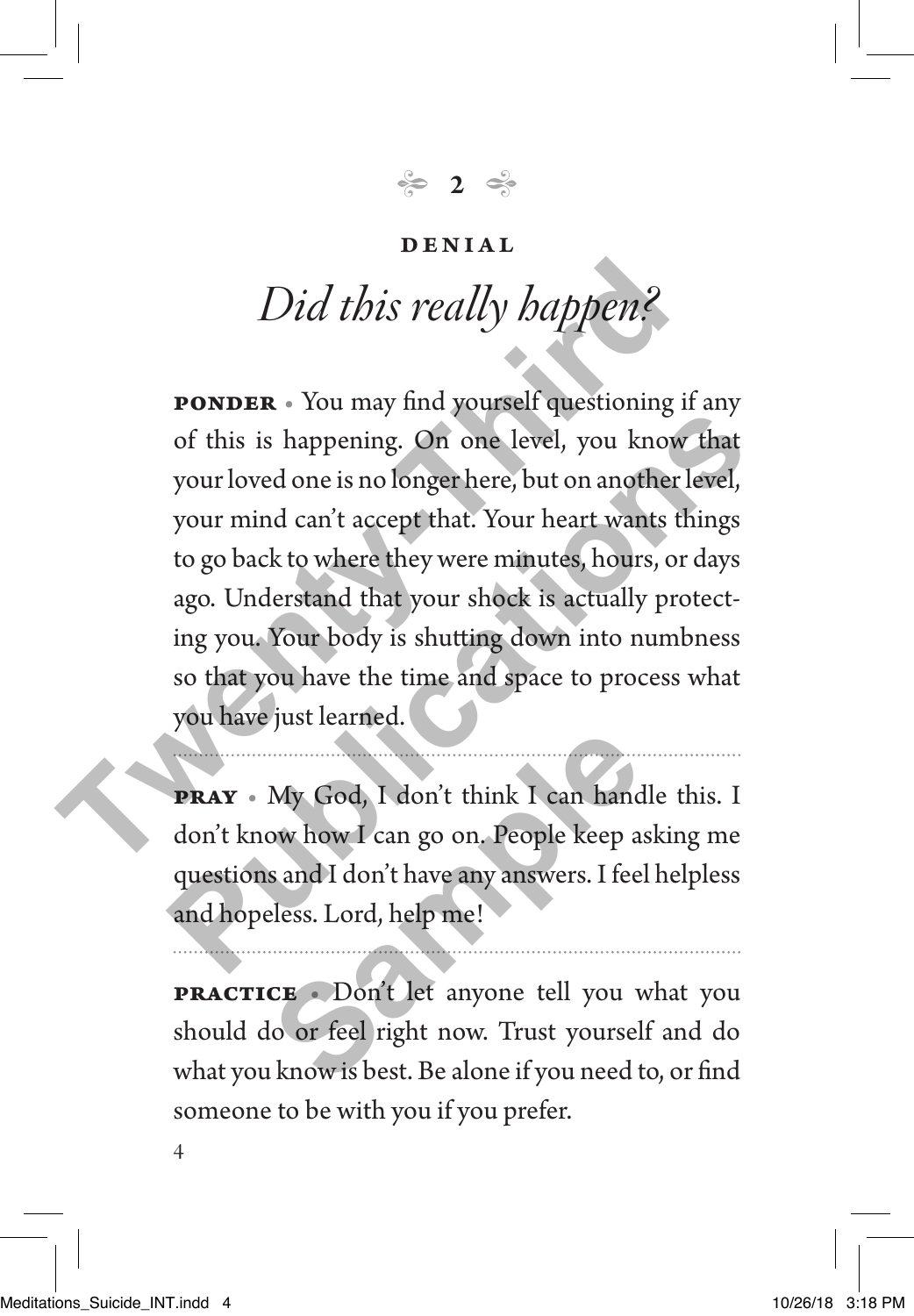## 2

### DENIAL

# *Did this really happen?*

**PONDER** • You may find yourself questioning if any of this is happening. On one level, you know that your loved one is no longer here, but on another level, your mind can't accept that. Your heart wants things to go back to where they were minutes, hours, or days ago. Understand that your shock is actually protecting you. Your body is shutting down into numbness so that you have the time and space to process what you have just learned.

---

**PRAY** • My God, I don't think I can handle this. I don't know how I can go on. People keep asking me questions and I don't have any answers. I feel helpless and hopeless. Lord, help me!

---

**PRACTICE** • Don't let anyone tell you what you should do or feel right now. Trust yourself and do what you know is best. Be alone if you need to, or find someone to be with you if you prefer.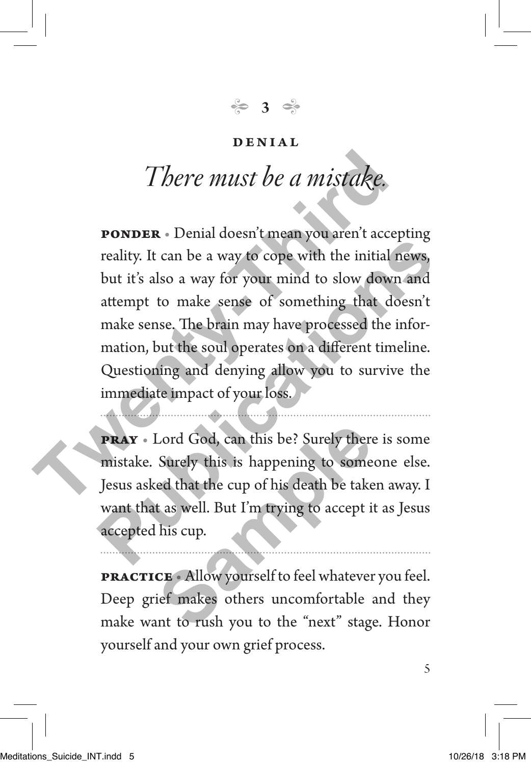## 3

### DENIAL

# *There must be a mistake.*

**PONDER** • Denial doesn't mean you aren't accepting reality. It can be a way to cope with the initial news, but it's also a way for your mind to slow down and attempt to make sense of something that doesn't make sense. The brain may have processed the information, but the soul operates on a different timeline. Questioning and denying allow you to survive the immediate impact of your loss.

---

**PRAY** • Lord God, can this be? Surely there is some mistake. Surely this is happening to someone else. Jesus asked that the cup of his death be taken away. I want that as well. But I'm trying to accept it as Jesus accepted his cup.

---

**PRACTICE** • Allow yourself to feel whatever you feel. Deep grief makes others uncomfortable and they make want to rush you to the "next" stage. Honor yourself and your own grief process.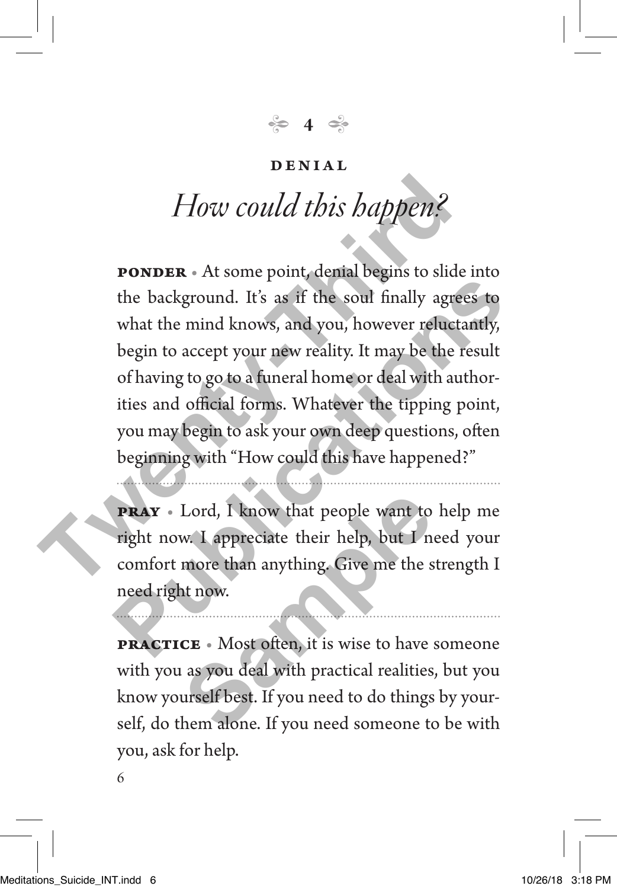## 4

### DENIAL

# *How could this happen?*

**PONDER** • At some point, denial begins to slide into the background. It's as if the soul finally agrees to what the mind knows, and you, however reluctantly, begin to accept your new reality. It may be the result of having to go to a funeral home or deal with authorities and official forms. Whatever the tipping point, you may begin to ask your own deep questions, often beginning with "How could this have happened?"

---

**PRAY** • Lord, I know that people want to help me right now. I appreciate their help, but I need your comfort more than anything. Give me the strength I need right now.

---

**PRACTICE** • Most often, it is wise to have someone with you as you deal with practical realities, but you know yourself best. If you need to do things by yourself, do them alone. If you need someone to be with you, ask for help.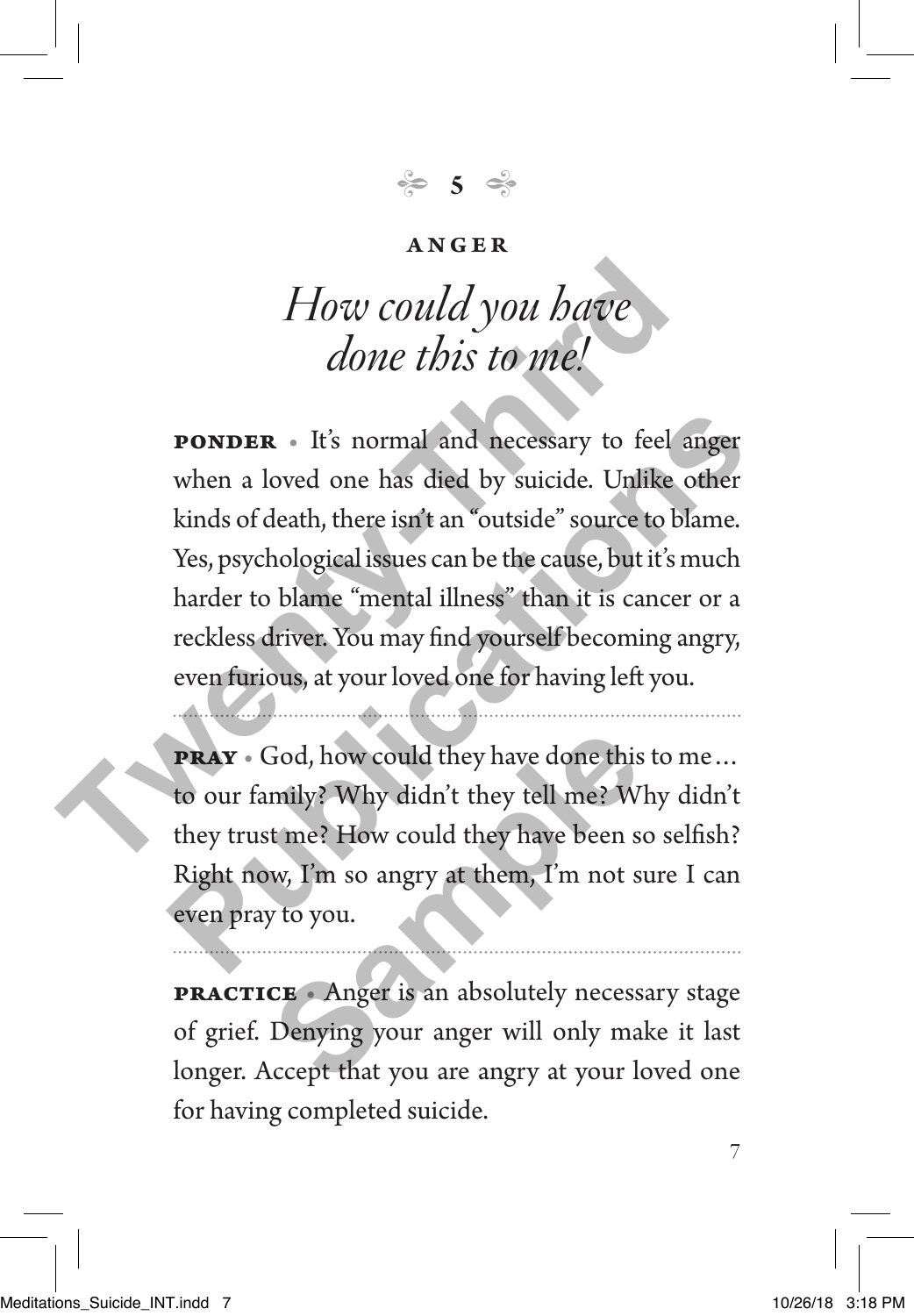# 5

## ANGER

### *How could you have done this to me!*

**PONDER** • It's normal and necessary to feel anger when a loved one has died by suicide. Unlike other kinds of death, there isn't an "outside" source to blame. Yes, psychological issues can be the cause, but it's much harder to blame "mental illness" than it is cancer or a reckless driver. You may find yourself becoming angry, even furious, at your loved one for having left you.

---

**PRAY** • God, how could they have done this to me… to our family? Why didn't they tell me? Why didn't they trust me? How could they have been so selfish? Right now, I'm so angry at them, I'm not sure I can even pray to you.

---

**PRACTICE** • Anger is an absolutely necessary stage of grief. Denying your anger will only make it last longer. Accept that you are angry at your loved one for having completed suicide.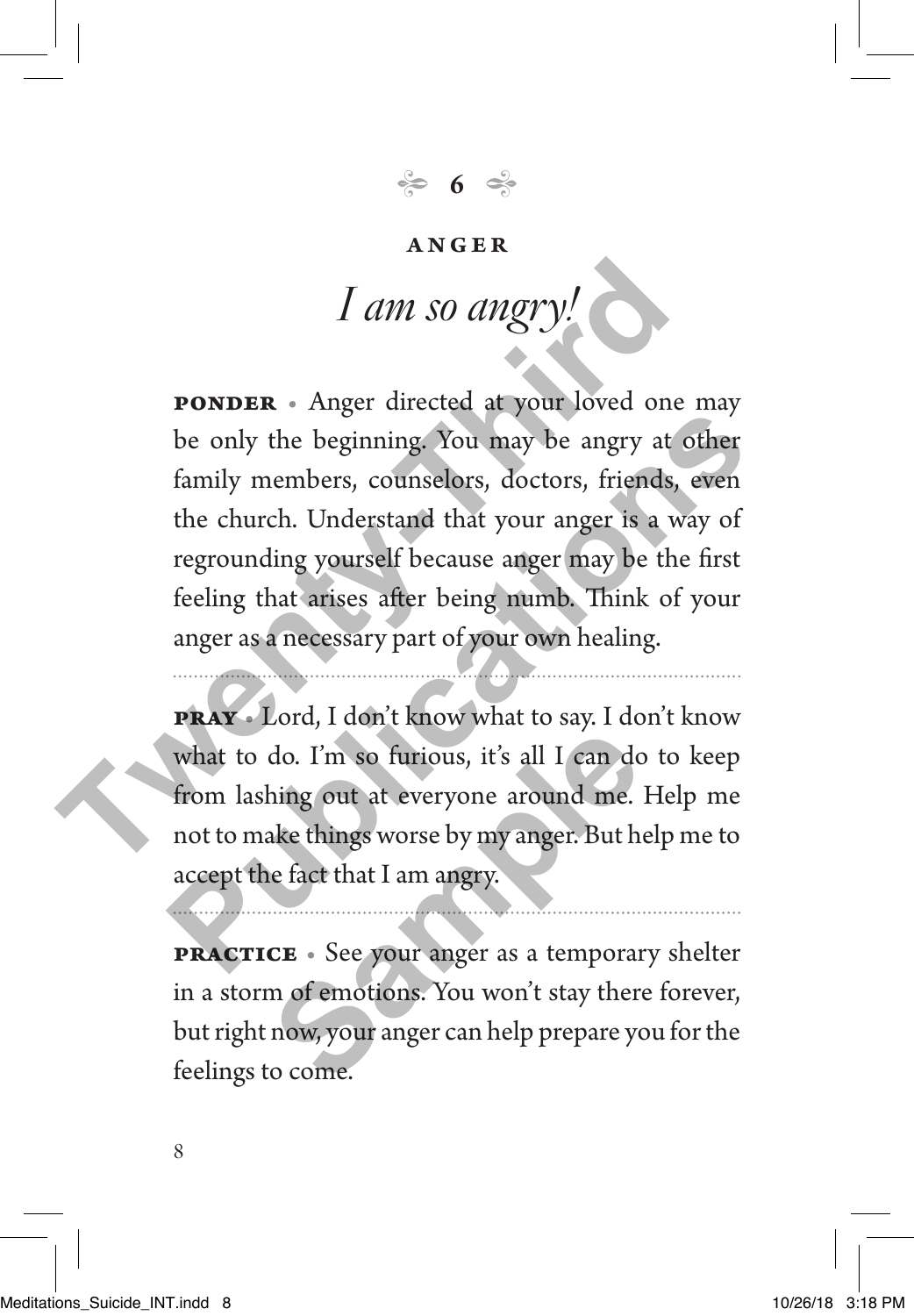## 6

### ANGER

# *I am so angry!*

**PONDER** • Anger directed at your loved one may be only the beginning. You may be angry at other family members, counselors, doctors, friends, even the church. Understand that your anger is a way of regrounding yourself because anger may be the first feeling that arises after being numb. Think of your anger as a necessary part of your own healing.

---

**PRAY** • Lord, I don't know what to say. I don't know what to do. I'm so furious, it's all I can do to keep from lashing out at everyone around me. Help me not to make things worse by my anger. But help me to accept the fact that I am angry.

---

**PRACTICE** • See your anger as a temporary shelter in a storm of emotions. You won't stay there forever, but right now, your anger can help prepare you for the feelings to come.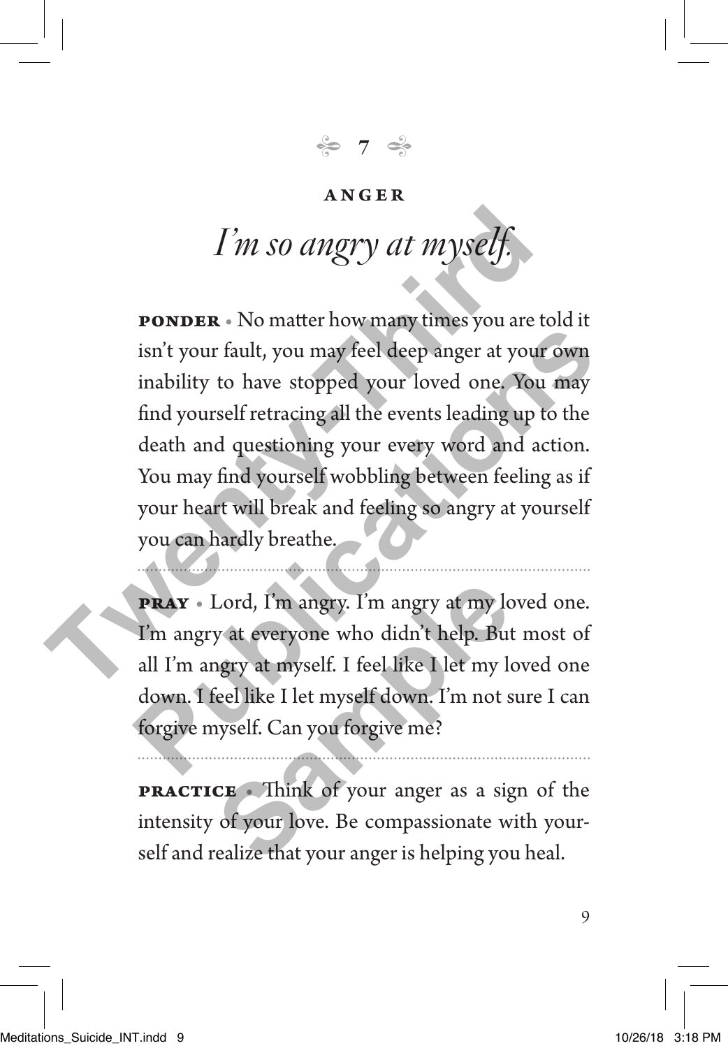## 7

### ANGER

# *I'm so angry at myself.*

**PONDER** • No matter how many times you are told it isn't your fault, you may feel deep anger at your own inability to have stopped your loved one. You may find yourself retracing all the events leading up to the death and questioning your every word and action. You may find yourself wobbling between feeling as if your heart will break and feeling so angry at yourself you can hardly breathe.

---

**PRAY** • Lord, I'm angry. I'm angry at my loved one. I'm angry at everyone who didn't help. But most of all I'm angry at myself. I feel like I let my loved one down. I feel like I let myself down. I'm not sure I can forgive myself. Can you forgive me?

---

**PRACTICE** • Think of your anger as a sign of the intensity of your love. Be compassionate with yourself and realize that your anger is helping you heal.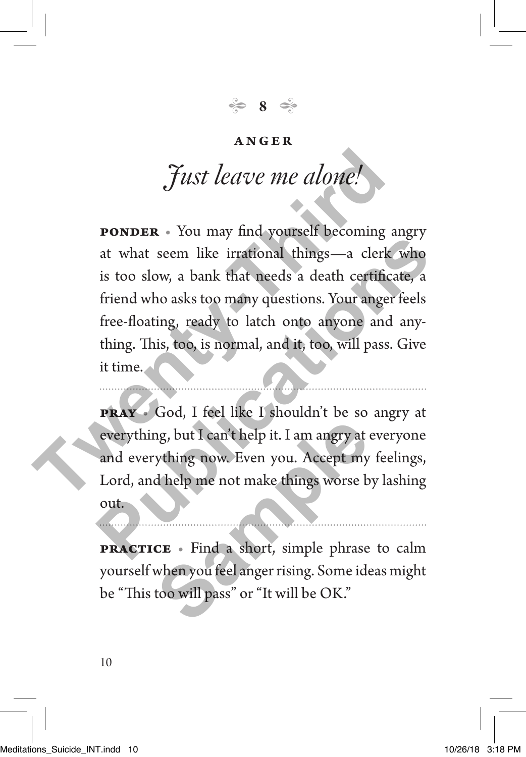## 8

### ANGER

# *Just leave me alone!*

**PONDER** • You may find yourself becoming angry at what seem like irrational things—a clerk who is too slow, a bank that needs a death certificate, a friend who asks too many questions. Your anger feels free-floating, ready to latch onto anyone and anything. This, too, is normal, and it, too, will pass. Give it time.

---

**PRAY** • God, I feel like I shouldn't be so angry at everything, but I can't help it. I am angry at everyone and everything now. Even you. Accept my feelings, Lord, and help me not make things worse by lashing out.

---

**PRACTICE** • Find a short, simple phrase to calm yourself when you feel anger rising. Some ideas might be "This too will pass" or "It will be OK."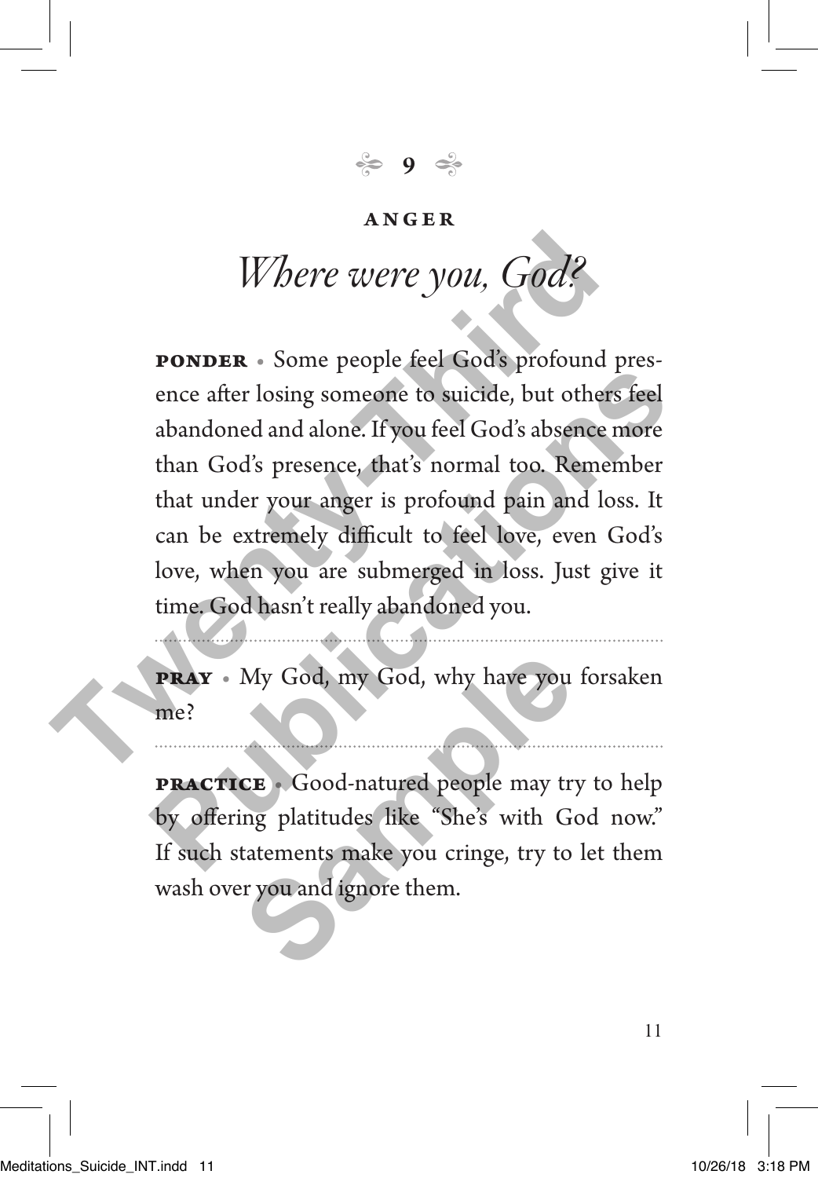## 9

### ANGER

# *Where were you, God?*

**PONDER** • Some people feel God's profound presence after losing someone to suicide, but others feel abandoned and alone. If you feel God's absence more than God's presence, that's normal too. Remember that under your anger is profound pain and loss. It can be extremely difficult to feel love, even God's love, when you are submerged in loss. Just give it time. God hasn't really abandoned you.

---

**PRAY** • My God, my God, why have you forsaken me?

---

**PRACTICE** • Good-natured people may try to help by offering platitudes like "She's with God now." If such statements make you cringe, try to let them wash over you and ignore them.